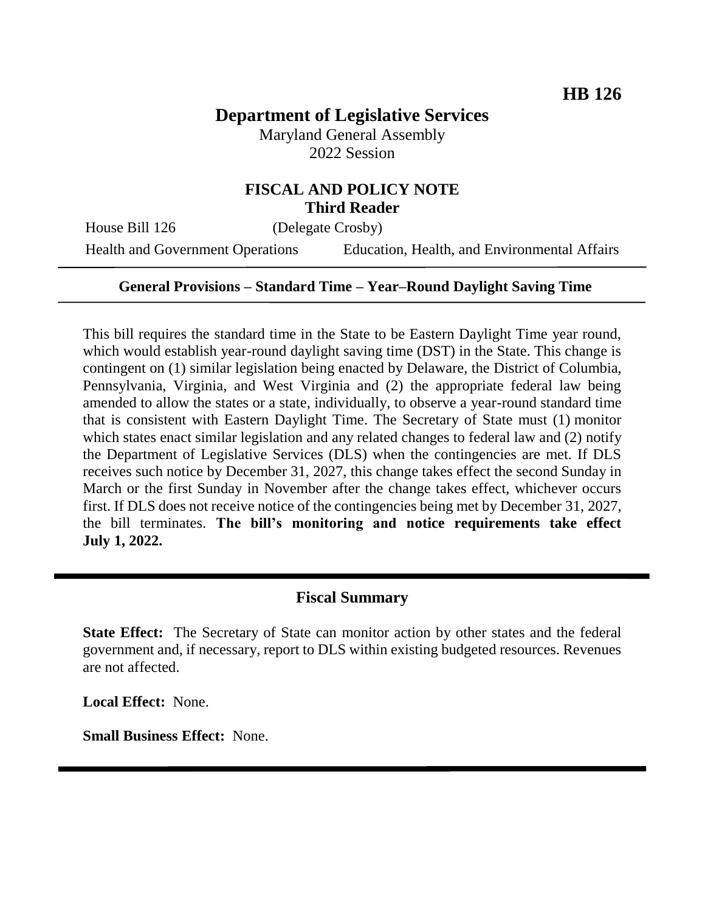**HB 126**

# Department of Legislative Services

Maryland General Assembly
2022 Session

## FISCAL AND POLICY NOTE
**Third Reader**

House Bill 126 (Delegate Crosby)

Health and Government Operations Education, Health, and Environmental Affairs

---

**General Provisions – Standard Time – Year–Round Daylight Saving Time**

---

This bill requires the standard time in the State to be Eastern Daylight Time year round, which would establish year-round daylight saving time (DST) in the State. This change is contingent on (1) similar legislation being enacted by Delaware, the District of Columbia, Pennsylvania, Virginia, and West Virginia and (2) the appropriate federal law being amended to allow the states or a state, individually, to observe a year-round standard time that is consistent with Eastern Daylight Time. The Secretary of State must (1) monitor which states enact similar legislation and any related changes to federal law and (2) notify the Department of Legislative Services (DLS) when the contingencies are met. If DLS receives such notice by December 31, 2027, this change takes effect the second Sunday in March or the first Sunday in November after the change takes effect, whichever occurs first. If DLS does not receive notice of the contingencies being met by December 31, 2027, the bill terminates. **The bill's monitoring and notice requirements take effect July 1, 2022.**

---

## Fiscal Summary

**State Effect:** The Secretary of State can monitor action by other states and the federal government and, if necessary, report to DLS within existing budgeted resources. Revenues are not affected.

**Local Effect:** None.

**Small Business Effect:** None.

---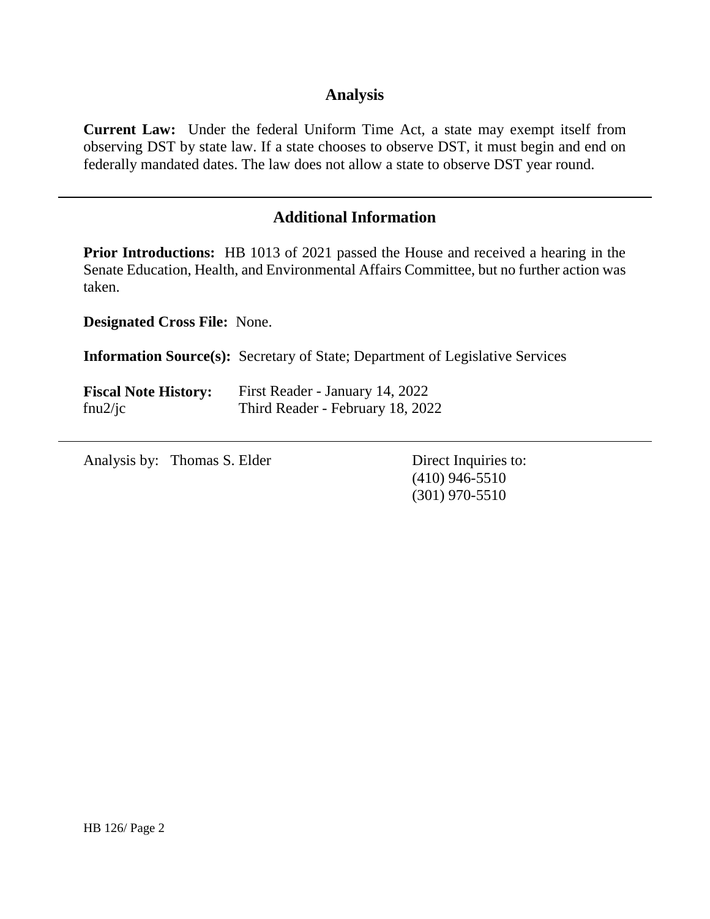## Analysis

**Current Law:** Under the federal Uniform Time Act, a state may exempt itself from observing DST by state law. If a state chooses to observe DST, it must begin and end on federally mandated dates. The law does not allow a state to observe DST year round.

## Additional Information

**Prior Introductions:** HB 1013 of 2021 passed the House and received a hearing in the Senate Education, Health, and Environmental Affairs Committee, but no further action was taken.

**Designated Cross File:** None.

**Information Source(s):** Secretary of State; Department of Legislative Services

**Fiscal Note History:** First Reader - January 14, 2022
fnu2/jc Third Reader - February 18, 2022

Analysis by: Thomas S. Elder

Direct Inquiries to:
(410) 946-5510
(301) 970-5510